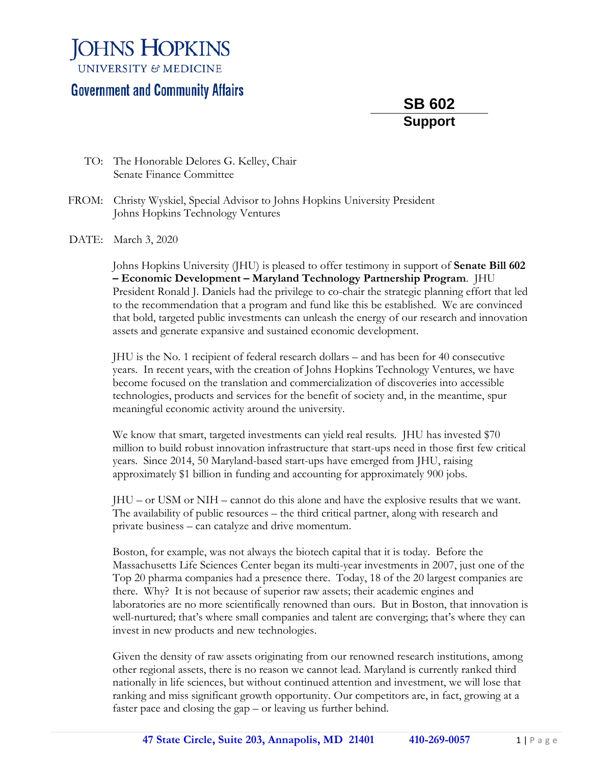# JOHNS HOPKINS

UNIVERSITY & MEDICINE

## Government and Community Affairs

**SB 602**

**Support**

TO: The Honorable Delores G. Kelley, Chair
Senate Finance Committee

FROM: Christy Wyskiel, Special Advisor to Johns Hopkins University President
Johns Hopkins Technology Ventures

DATE: March 3, 2020

Johns Hopkins University (JHU) is pleased to offer testimony in support of **Senate Bill 602 – Economic Development – Maryland Technology Partnership Program**. JHU President Ronald J. Daniels had the privilege to co-chair the strategic planning effort that led to the recommendation that a program and fund like this be established. We are convinced that bold, targeted public investments can unleash the energy of our research and innovation assets and generate expansive and sustained economic development.

JHU is the No. 1 recipient of federal research dollars – and has been for 40 consecutive years. In recent years, with the creation of Johns Hopkins Technology Ventures, we have become focused on the translation and commercialization of discoveries into accessible technologies, products and services for the benefit of society and, in the meantime, spur meaningful economic activity around the university.

We know that smart, targeted investments can yield real results. JHU has invested $70 million to build robust innovation infrastructure that start-ups need in those first few critical years. Since 2014, 50 Maryland-based start-ups have emerged from JHU, raising approximately $1 billion in funding and accounting for approximately 900 jobs.

JHU – or USM or NIH – cannot do this alone and have the explosive results that we want. The availability of public resources – the third critical partner, along with research and private business – can catalyze and drive momentum.

Boston, for example, was not always the biotech capital that it is today. Before the Massachusetts Life Sciences Center began its multi-year investments in 2007, just one of the Top 20 pharma companies had a presence there. Today, 18 of the 20 largest companies are there. Why? It is not because of superior raw assets; their academic engines and laboratories are no more scientifically renowned than ours. But in Boston, that innovation is well-nurtured; that's where small companies and talent are converging; that's where they can invest in new products and new technologies.

Given the density of raw assets originating from our renowned research institutions, among other regional assets, there is no reason we cannot lead. Maryland is currently ranked third nationally in life sciences, but without continued attention and investment, we will lose that ranking and miss significant growth opportunity. Our competitors are, in fact, growing at a faster pace and closing the gap – or leaving us further behind.

**47 State Circle, Suite 203, Annapolis, MD 21401 410-269-0057**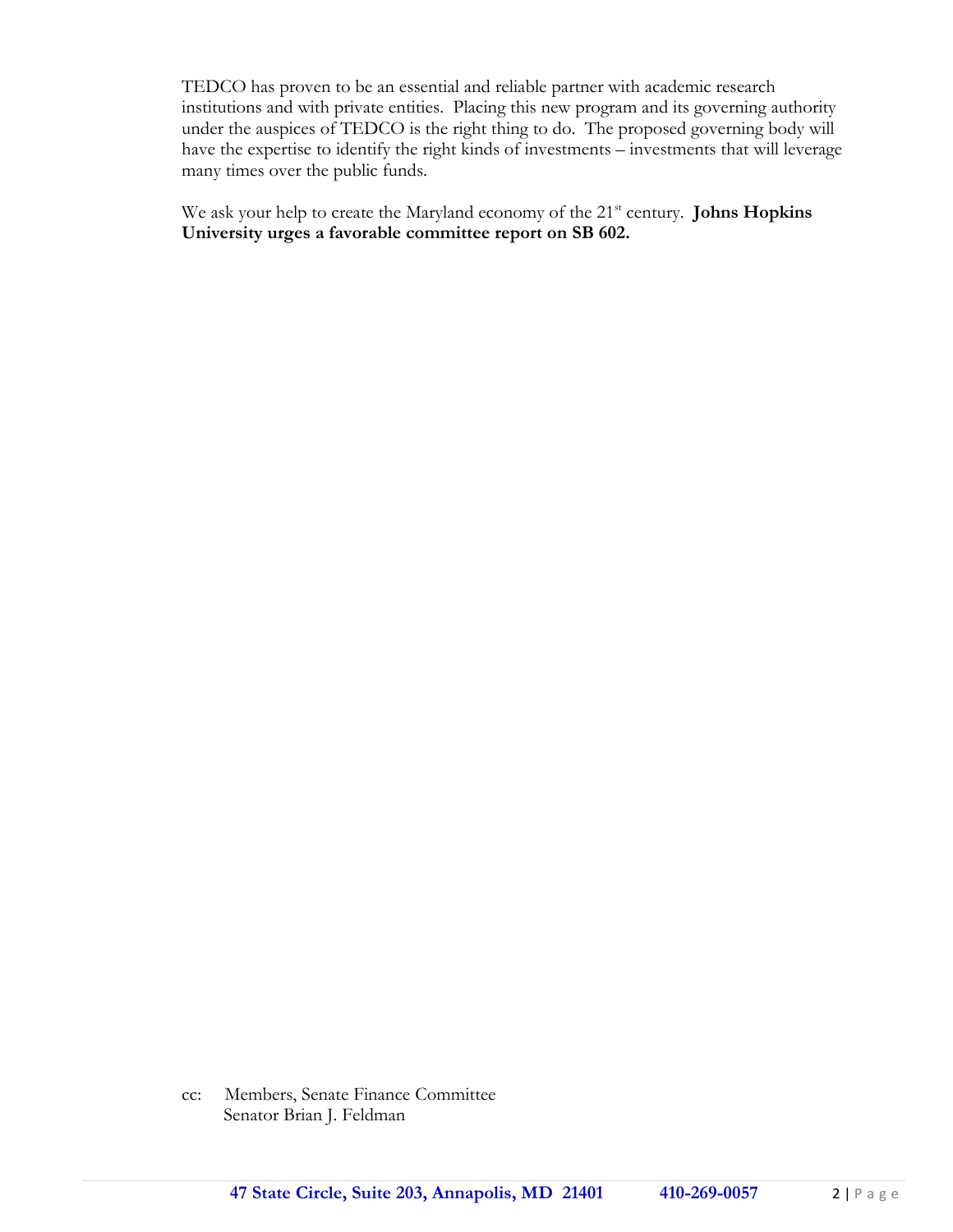TEDCO has proven to be an essential and reliable partner with academic research institutions and with private entities. Placing this new program and its governing authority under the auspices of TEDCO is the right thing to do. The proposed governing body will have the expertise to identify the right kinds of investments – investments that will leverage many times over the public funds.

We ask your help to create the Maryland economy of the 21st century. **Johns Hopkins University urges a favorable committee report on SB 602.**

cc: Members, Senate Finance Committee
Senator Brian J. Feldman

**47 State Circle, Suite 203, Annapolis, MD 21401 410-269-0057**